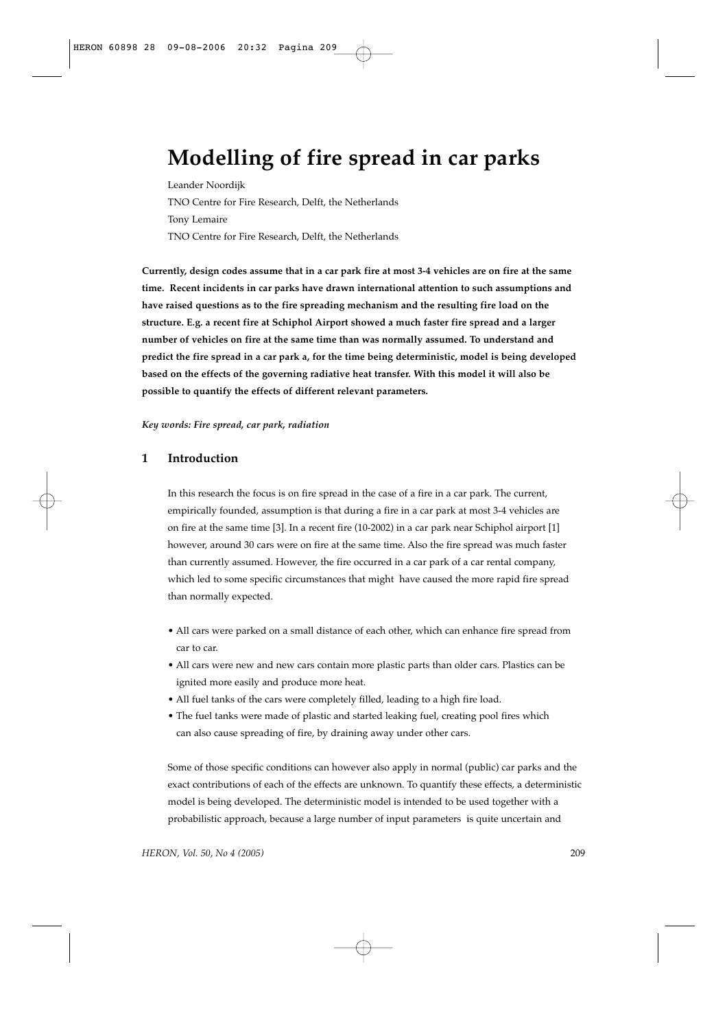# Modelling of fire spread in car parks

Leander Noordijk

TNO Centre for Fire Research, Delft, the Netherlands

Tony Lemaire

TNO Centre for Fire Research, Delft, the Netherlands

**Currently, design codes assume that in a car park fire at most 3-4 vehicles are on fire at the same time. Recent incidents in car parks have drawn international attention to such assumptions and have raised questions as to the fire spreading mechanism and the resulting fire load on the structure. E.g. a recent fire at Schiphol Airport showed a much faster fire spread and a larger number of vehicles on fire at the same time than was normally assumed. To understand and predict the fire spread in a car park a, for the time being deterministic, model is being developed based on the effects of the governing radiative heat transfer. With this model it will also be possible to quantify the effects of different relevant parameters.**

***Key words: Fire spread, car park, radiation***

## 1 Introduction

In this research the focus is on fire spread in the case of a fire in a car park. The current, empirically founded, assumption is that during a fire in a car park at most 3-4 vehicles are on fire at the same time [3]. In a recent fire (10-2002) in a car park near Schiphol airport [1] however, around 30 cars were on fire at the same time. Also the fire spread was much faster than currently assumed. However, the fire occurred in a car park of a car rental company, which led to some specific circumstances that might have caused the more rapid fire spread than normally expected.

- All cars were parked on a small distance of each other, which can enhance fire spread from car to car.
- All cars were new and new cars contain more plastic parts than older cars. Plastics can be ignited more easily and produce more heat.
- All fuel tanks of the cars were completely filled, leading to a high fire load.
- The fuel tanks were made of plastic and started leaking fuel, creating pool fires which can also cause spreading of fire, by draining away under other cars.

Some of those specific conditions can however also apply in normal (public) car parks and the exact contributions of each of the effects are unknown. To quantify these effects, a deterministic model is being developed. The deterministic model is intended to be used together with a probabilistic approach, because a large number of input parameters is quite uncertain and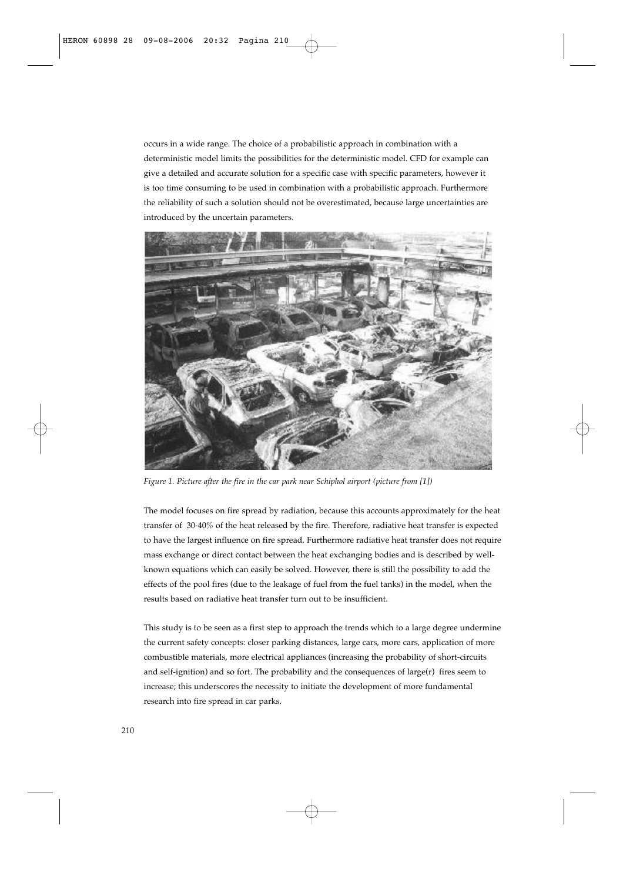occurs in a wide range. The choice of a probabilistic approach in combination with a deterministic model limits the possibilities for the deterministic model. CFD for example can give a detailed and accurate solution for a specific case with specific parameters, however it is too time consuming to be used in combination with a probabilistic approach. Furthermore the reliability of such a solution should not be overestimated, because large uncertainties are introduced by the uncertain parameters.

*Figure 1. Picture after the fire in the car park near Schiphol airport (picture from [1])*

The model focuses on fire spread by radiation, because this accounts approximately for the heat transfer of 30-40% of the heat released by the fire. Therefore, radiative heat transfer is expected to have the largest influence on fire spread. Furthermore radiative heat transfer does not require mass exchange or direct contact between the heat exchanging bodies and is described by well-known equations which can easily be solved. However, there is still the possibility to add the effects of the pool fires (due to the leakage of fuel from the fuel tanks) in the model, when the results based on radiative heat transfer turn out to be insufficient.

This study is to be seen as a first step to approach the trends which to a large degree undermine the current safety concepts: closer parking distances, large cars, more cars, application of more combustible materials, more electrical appliances (increasing the probability of short-circuits and self-ignition) and so fort. The probability and the consequences of large(r) fires seem to increase; this underscores the necessity to initiate the development of more fundamental research into fire spread in car parks.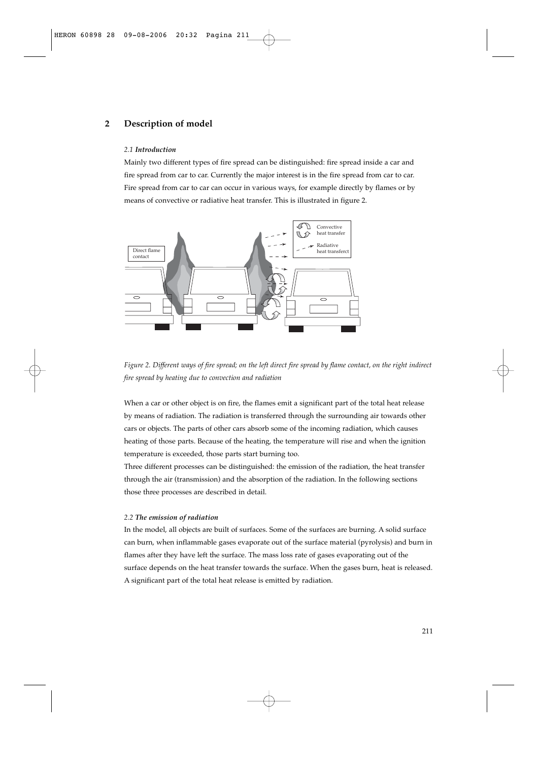## 2 Description of model

### *2.1 Introduction*

Mainly two different types of fire spread can be distinguished: fire spread inside a car and fire spread from car to car. Currently the major interest is in the fire spread from car to car. Fire spread from car to car can occur in various ways, for example directly by flames or by means of convective or radiative heat transfer. This is illustrated in figure 2.

*Figure 2. Different ways of fire spread; on the left direct fire spread by flame contact, on the right indirect fire spread by heating due to convection and radiation*

When a car or other object is on fire, the flames emit a significant part of the total heat release by means of radiation. The radiation is transferred through the surrounding air towards other cars or objects. The parts of other cars absorb some of the incoming radiation, which causes heating of those parts. Because of the heating, the temperature will rise and when the ignition temperature is exceeded, those parts start burning too.

Three different processes can be distinguished: the emission of the radiation, the heat transfer through the air (transmission) and the absorption of the radiation. In the following sections those three processes are described in detail.

### *2.2 The emission of radiation*

In the model, all objects are built of surfaces. Some of the surfaces are burning. A solid surface can burn, when inflammable gases evaporate out of the surface material (pyrolysis) and burn in flames after they have left the surface. The mass loss rate of gases evaporating out of the surface depends on the heat transfer towards the surface. When the gases burn, heat is released. A significant part of the total heat release is emitted by radiation.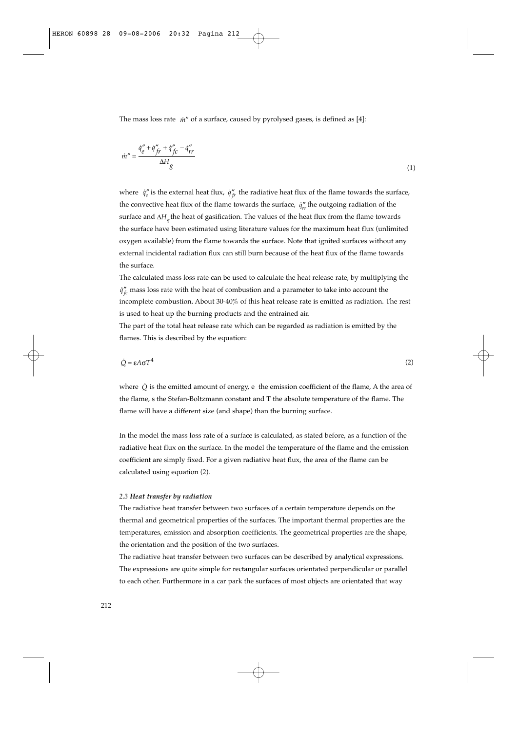The mass loss rate $\dot{m}''$ of a surface, caused by pyrolysed gases, is defined as [4]:

$$\dot{m}'' = \frac{\dot{q}''_e + \dot{q}''_{fr} + \dot{q}''_{fc} - \dot{q}''_{rr}}{\Delta H_g} \tag{1}$$

where $\dot{q}''_e$ is the external heat flux, $\dot{q}''_{fr}$ the radiative heat flux of the flame towards the surface, the convective heat flux of the flame towards the surface, $\dot{q}''_{rr}$ the outgoing radiation of the surface and $\Delta H_g$ the heat of gasification. The values of the heat flux from the flame towards the surface have been estimated using literature values for the maximum heat flux (unlimited oxygen available) from the flame towards the surface. Note that ignited surfaces without any external incidental radiation flux can still burn because of the heat flux of the flame towards the surface.

The calculated mass loss rate can be used to calculate the heat release rate, by multiplying the $\dot{q}''_{fc}$ mass loss rate with the heat of combustion and a parameter to take into account the incomplete combustion. About 30-40% of this heat release rate is emitted as radiation. The rest is used to heat up the burning products and the entrained air.

The part of the total heat release rate which can be regarded as radiation is emitted by the flames. This is described by the equation:

$$\dot{Q} = \varepsilon A \sigma T^4 \tag{2}$$

where $\dot{Q}$ is the emitted amount of energy, e the emission coefficient of the flame, A the area of the flame, s the Stefan-Boltzmann constant and T the absolute temperature of the flame. The flame will have a different size (and shape) than the burning surface.

In the model the mass loss rate of a surface is calculated, as stated before, as a function of the radiative heat flux on the surface. In the model the temperature of the flame and the emission coefficient are simply fixed. For a given radiative heat flux, the area of the flame can be calculated using equation (2).

### *2.3 Heat transfer by radiation*

The radiative heat transfer between two surfaces of a certain temperature depends on the thermal and geometrical properties of the surfaces. The important thermal properties are the temperatures, emission and absorption coefficients. The geometrical properties are the shape, the orientation and the position of the two surfaces.

The radiative heat transfer between two surfaces can be described by analytical expressions. The expressions are quite simple for rectangular surfaces orientated perpendicular or parallel to each other. Furthermore in a car park the surfaces of most objects are orientated that way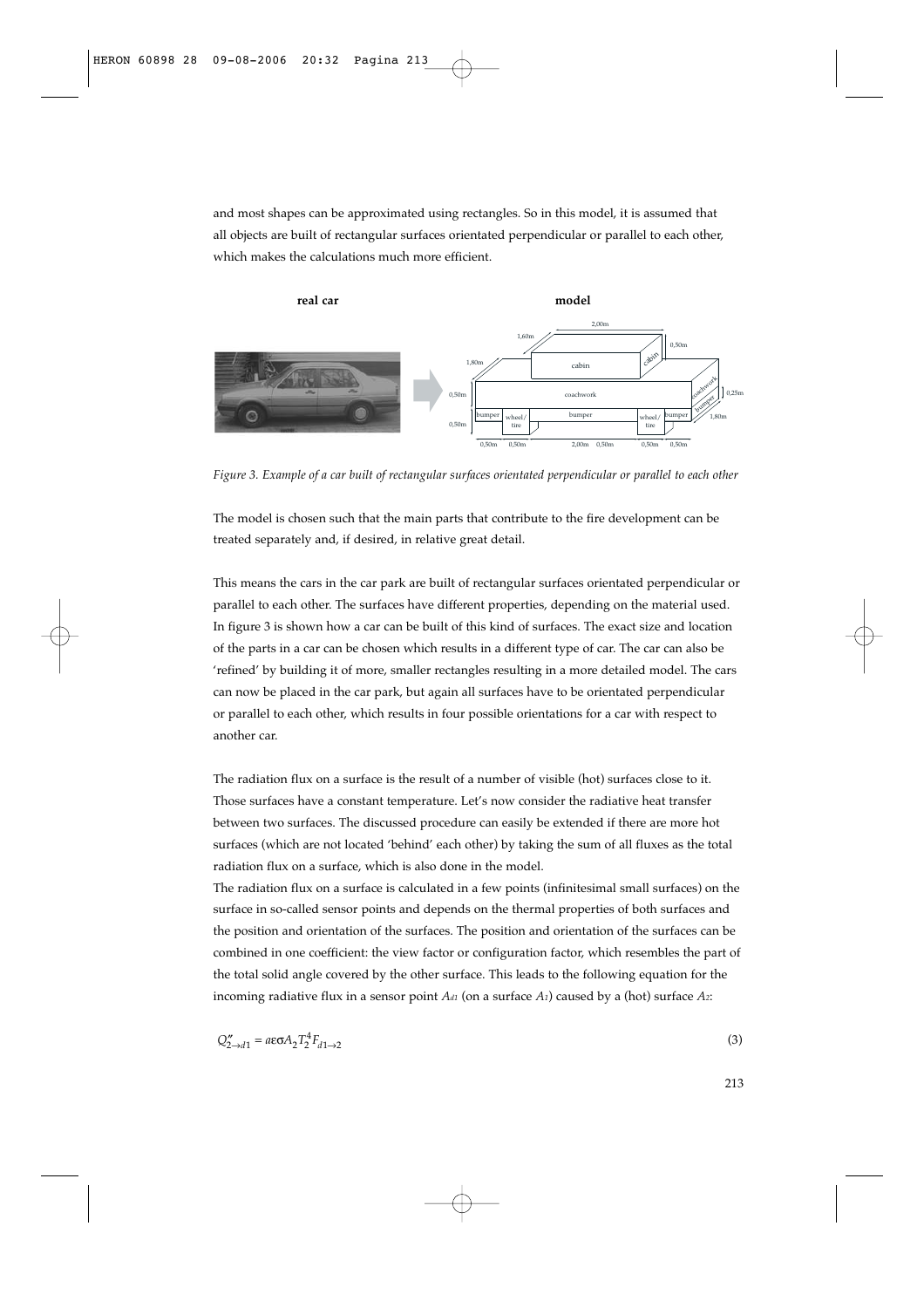and most shapes can be approximated using rectangles. So in this model, it is assumed that all objects are built of rectangular surfaces orientated perpendicular or parallel to each other, which makes the calculations much more efficient.

*Figure 3. Example of a car built of rectangular surfaces orientated perpendicular or parallel to each other*

The model is chosen such that the main parts that contribute to the fire development can be treated separately and, if desired, in relative great detail.

This means the cars in the car park are built of rectangular surfaces orientated perpendicular or parallel to each other. The surfaces have different properties, depending on the material used. In figure 3 is shown how a car can be built of this kind of surfaces. The exact size and location of the parts in a car can be chosen which results in a different type of car. The car can also be 'refined' by building it of more, smaller rectangles resulting in a more detailed model. The cars can now be placed in the car park, but again all surfaces have to be orientated perpendicular or parallel to each other, which results in four possible orientations for a car with respect to another car.

The radiation flux on a surface is the result of a number of visible (hot) surfaces close to it. Those surfaces have a constant temperature. Let's now consider the radiative heat transfer between two surfaces. The discussed procedure can easily be extended if there are more hot surfaces (which are not located 'behind' each other) by taking the sum of all fluxes as the total radiation flux on a surface, which is also done in the model.

The radiation flux on a surface is calculated in a few points (infinitesimal small surfaces) on the surface in so-called sensor points and depends on the thermal properties of both surfaces and the position and orientation of the surfaces. The position and orientation of the surfaces can be combined in one coefficient: the view factor or configuration factor, which resembles the part of the total solid angle covered by the other surface. This leads to the following equation for the incoming radiative flux in a sensor point $A_{d1}$ (on a surface $A_1$) caused by a (hot) surface $A_2$:

$$Q''_{2 \to d1} = a \varepsilon \sigma A_2 T_2^4 F_{d1 \to 2} \tag{3}$$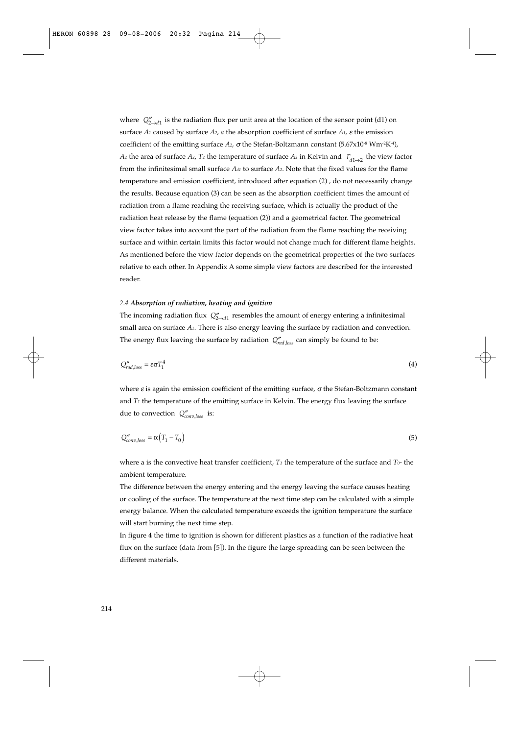where $Q''_{2\rightarrow d1}$ is the radiation flux per unit area at the location of the sensor point (d1) on surface $A_1$ caused by surface $A_2$, $a$ the absorption coefficient of surface $A_1$, $\varepsilon$ the emission coefficient of the emitting surface $A_2$, $\sigma$ the Stefan-Boltzmann constant ($5.67\text{x}10^{-8}$ $\text{Wm}^{-2}\text{K}^{-4}$), $A_2$ the area of surface $A_2$, $T_2$ the temperature of surface $A_2$ in Kelvin and $F_{d1\rightarrow 2}$ the view factor from the infinitesimal small surface $A_{d1}$ to surface $A_2$. Note that the fixed values for the flame temperature and emission coefficient, introduced after equation (2) , do not necessarily change the results. Because equation (3) can be seen as the absorption coefficient times the amount of radiation from a flame reaching the receiving surface, which is actually the product of the radiation heat release by the flame (equation (2)) and a geometrical factor. The geometrical view factor takes into account the part of the radiation from the flame reaching the receiving surface and within certain limits this factor would not change much for different flame heights. As mentioned before the view factor depends on the geometrical properties of the two surfaces relative to each other. In Appendix A some simple view factors are described for the interested reader.

### *2.4 **Absorption of radiation, heating and ignition***

The incoming radiation flux $Q''_{2\rightarrow d1}$ resembles the amount of energy entering a infinitesimal small area on surface $A_1$. There is also energy leaving the surface by radiation and convection. The energy flux leaving the surface by radiation $Q''_{rad,loss}$ can simply be found to be:

$$Q''_{rad,loss} = \varepsilon\sigma T_1^4 \tag{4}$$

where $\varepsilon$ is again the emission coefficient of the emitting surface, $\sigma$ the Stefan-Boltzmann constant and $T_1$ the temperature of the emitting surface in Kelvin. The energy flux leaving the surface due to convection $Q''_{conv,loss}$ is:

$$Q''_{conv,loss} = \alpha\left(T_1 - T_0\right) \tag{5}$$

where a is the convective heat transfer coefficient, $T_1$ the temperature of the surface and $T_0$- the ambient temperature.

The difference between the energy entering and the energy leaving the surface causes heating or cooling of the surface. The temperature at the next time step can be calculated with a simple energy balance. When the calculated temperature exceeds the ignition temperature the surface will start burning the next time step.

In figure 4 the time to ignition is shown for different plastics as a function of the radiative heat flux on the surface (data from [5]). In the figure the large spreading can be seen between the different materials.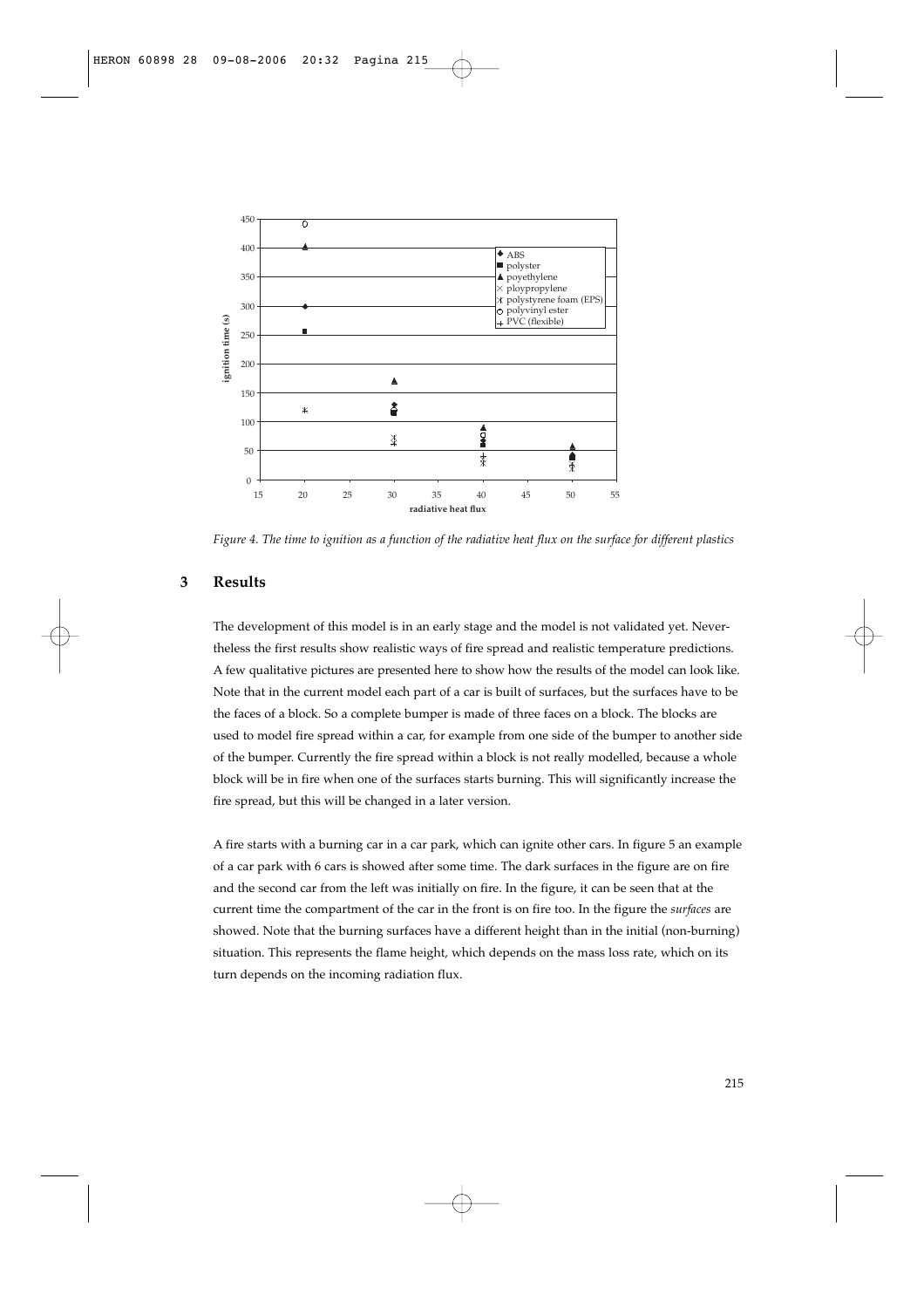*Figure 4. The time to ignition as a function of the radiative heat flux on the surface for different plastics*

## 3 Results

The development of this model is in an early stage and the model is not validated yet. Nevertheless the first results show realistic ways of fire spread and realistic temperature predictions. A few qualitative pictures are presented here to show how the results of the model can look like. Note that in the current model each part of a car is built of surfaces, but the surfaces have to be the faces of a block. So a complete bumper is made of three faces on a block. The blocks are used to model fire spread within a car, for example from one side of the bumper to another side of the bumper. Currently the fire spread within a block is not really modelled, because a whole block will be in fire when one of the surfaces starts burning. This will significantly increase the fire spread, but this will be changed in a later version.

A fire starts with a burning car in a car park, which can ignite other cars. In figure 5 an example of a car park with 6 cars is showed after some time. The dark surfaces in the figure are on fire and the second car from the left was initially on fire. In the figure, it can be seen that at the current time the compartment of the car in the front is on fire too. In the figure the *surfaces* are showed. Note that the burning surfaces have a different height than in the initial (non-burning) situation. This represents the flame height, which depends on the mass loss rate, which on its turn depends on the incoming radiation flux.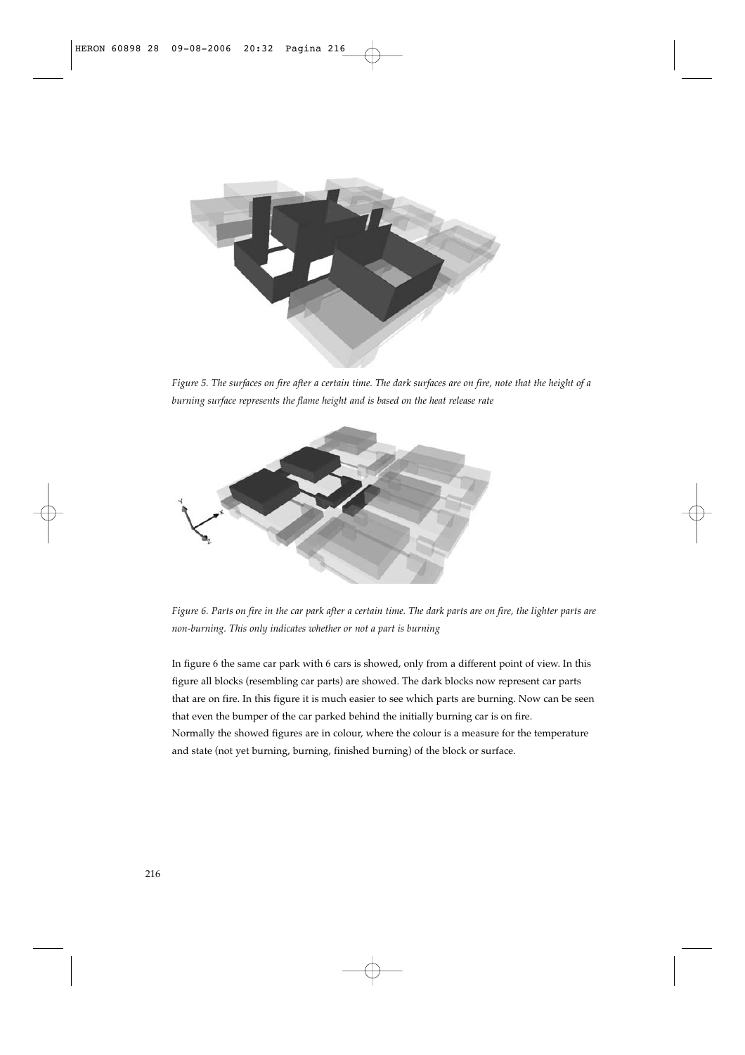*Figure 5. The surfaces on fire after a certain time. The dark surfaces are on fire, note that the height of a burning surface represents the flame height and is based on the heat release rate*

*Figure 6. Parts on fire in the car park after a certain time. The dark parts are on fire, the lighter parts are non-burning. This only indicates whether or not a part is burning*

In figure 6 the same car park with 6 cars is showed, only from a different point of view. In this figure all blocks (resembling car parts) are showed. The dark blocks now represent car parts that are on fire. In this figure it is much easier to see which parts are burning. Now can be seen that even the bumper of the car parked behind the initially burning car is on fire.
Normally the showed figures are in colour, where the colour is a measure for the temperature and state (not yet burning, burning, finished burning) of the block or surface.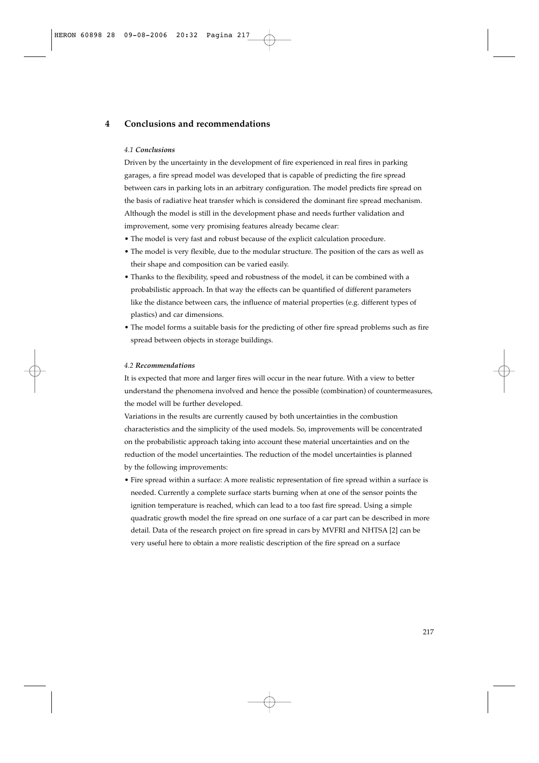# 4 Conclusions and recommendations

### *4.1 Conclusions*

Driven by the uncertainty in the development of fire experienced in real fires in parking garages, a fire spread model was developed that is capable of predicting the fire spread between cars in parking lots in an arbitrary configuration. The model predicts fire spread on the basis of radiative heat transfer which is considered the dominant fire spread mechanism. Although the model is still in the development phase and needs further validation and improvement, some very promising features already became clear:

- The model is very fast and robust because of the explicit calculation procedure.
- The model is very flexible, due to the modular structure. The position of the cars as well as their shape and composition can be varied easily.
- Thanks to the flexibility, speed and robustness of the model, it can be combined with a probabilistic approach. In that way the effects can be quantified of different parameters like the distance between cars, the influence of material properties (e.g. different types of plastics) and car dimensions.
- The model forms a suitable basis for the predicting of other fire spread problems such as fire spread between objects in storage buildings.

### *4.2 Recommendations*

It is expected that more and larger fires will occur in the near future. With a view to better understand the phenomena involved and hence the possible (combination) of countermeasures, the model will be further developed.

Variations in the results are currently caused by both uncertainties in the combustion characteristics and the simplicity of the used models. So, improvements will be concentrated on the probabilistic approach taking into account these material uncertainties and on the reduction of the model uncertainties. The reduction of the model uncertainties is planned by the following improvements:

- Fire spread within a surface: A more realistic representation of fire spread within a surface is needed. Currently a complete surface starts burning when at one of the sensor points the ignition temperature is reached, which can lead to a too fast fire spread. Using a simple quadratic growth model the fire spread on one surface of a car part can be described in more detail. Data of the research project on fire spread in cars by MVFRI and NHTSA [2] can be very useful here to obtain a more realistic description of the fire spread on a surface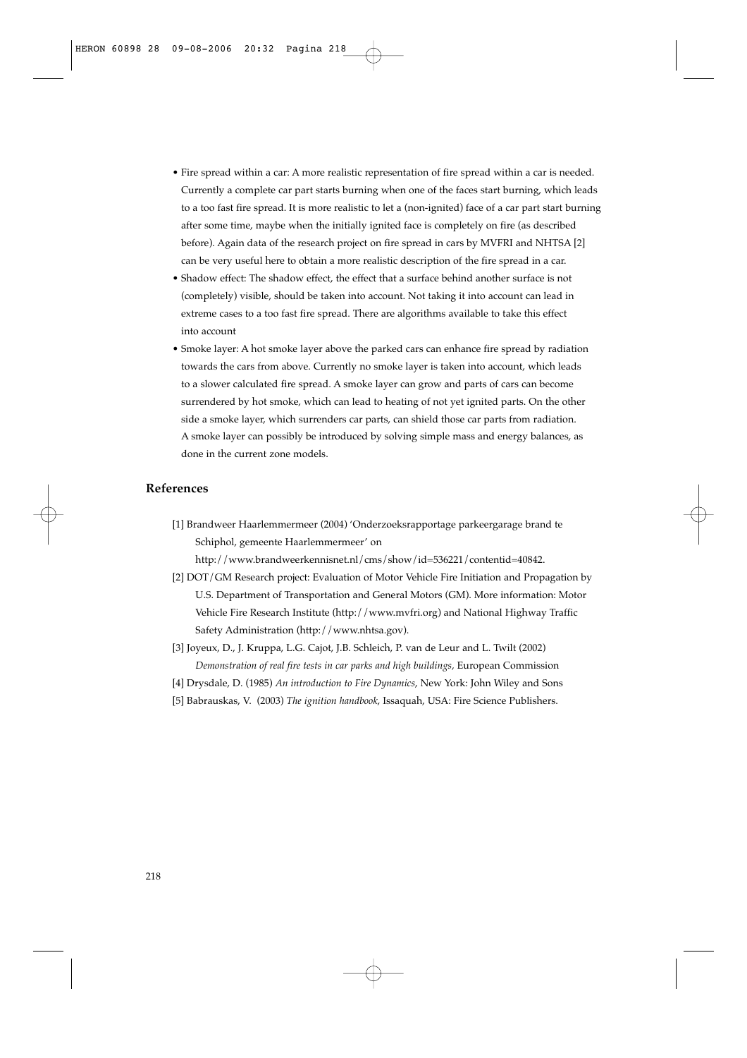- Fire spread within a car: A more realistic representation of fire spread within a car is needed. Currently a complete car part starts burning when one of the faces start burning, which leads to a too fast fire spread. It is more realistic to let a (non-ignited) face of a car part start burning after some time, maybe when the initially ignited face is completely on fire (as described before). Again data of the research project on fire spread in cars by MVFRI and NHTSA [2] can be very useful here to obtain a more realistic description of the fire spread in a car.
- Shadow effect: The shadow effect, the effect that a surface behind another surface is not (completely) visible, should be taken into account. Not taking it into account can lead in extreme cases to a too fast fire spread. There are algorithms available to take this effect into account
- Smoke layer: A hot smoke layer above the parked cars can enhance fire spread by radiation towards the cars from above. Currently no smoke layer is taken into account, which leads to a slower calculated fire spread. A smoke layer can grow and parts of cars can become surrendered by hot smoke, which can lead to heating of not yet ignited parts. On the other side a smoke layer, which surrenders car parts, can shield those car parts from radiation. A smoke layer can possibly be introduced by solving simple mass and energy balances, as done in the current zone models.

## References

[1] Brandweer Haarlemmermeer (2004) 'Onderzoeksrapportage parkeergarage brand te Schiphol, gemeente Haarlemmermeer' on http://www.brandweerkennisnet.nl/cms/show/id=536221/contentid=40842.

[2] DOT/GM Research project: Evaluation of Motor Vehicle Fire Initiation and Propagation by U.S. Department of Transportation and General Motors (GM). More information: Motor Vehicle Fire Research Institute (http://www.mvfri.org) and National Highway Traffic Safety Administration (http://www.nhtsa.gov).

[3] Joyeux, D., J. Kruppa, L.G. Cajot, J.B. Schleich, P. van de Leur and L. Twilt (2002) *Demonstration of real fire tests in car parks and high buildings*, European Commission

[4] Drysdale, D. (1985) *An introduction to Fire Dynamics*, New York: John Wiley and Sons

[5] Babrauskas, V. (2003) *The ignition handbook*, Issaquah, USA: Fire Science Publishers.